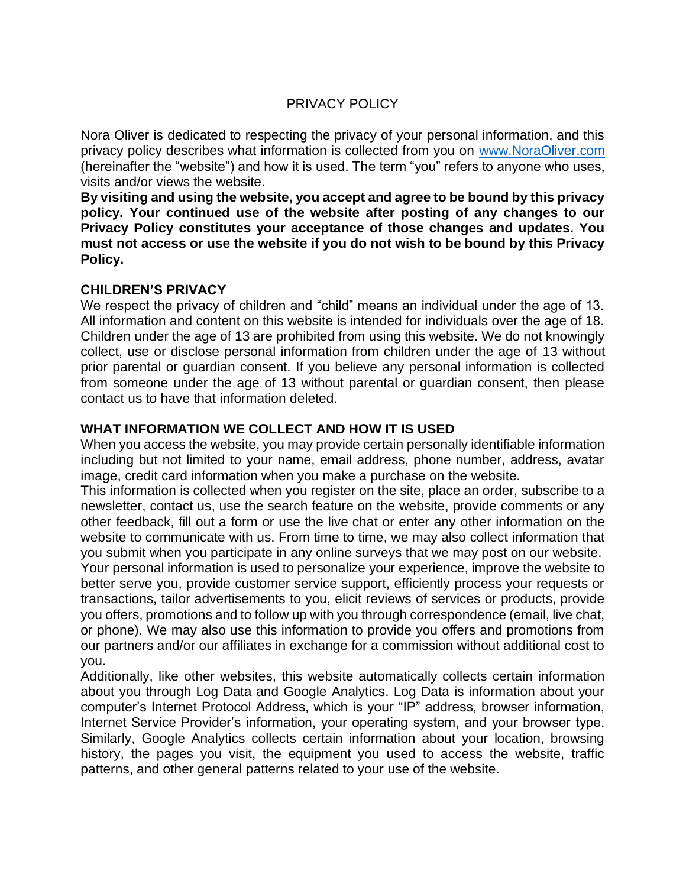# PRIVACY POLICY

Nora Oliver is dedicated to respecting the privacy of your personal information, and this privacy policy describes what information is collected from you on [www.NoraOliver.com](http://www.NoraOliver.com) (hereinafter the "website") and how it is used. The term "you" refers to anyone who uses, visits and/or views the website.

**By visiting and using the website, you accept and agree to be bound by this privacy policy. Your continued use of the website after posting of any changes to our Privacy Policy constitutes your acceptance of those changes and updates. You must not access or use the website if you do not wish to be bound by this Privacy Policy.**

## CHILDREN'S PRIVACY

We respect the privacy of children and "child" means an individual under the age of 13. All information and content on this website is intended for individuals over the age of 18. Children under the age of 13 are prohibited from using this website. We do not knowingly collect, use or disclose personal information from children under the age of 13 without prior parental or guardian consent. If you believe any personal information is collected from someone under the age of 13 without parental or guardian consent, then please contact us to have that information deleted.

## WHAT INFORMATION WE COLLECT AND HOW IT IS USED

When you access the website, you may provide certain personally identifiable information including but not limited to your name, email address, phone number, address, avatar image, credit card information when you make a purchase on the website.

This information is collected when you register on the site, place an order, subscribe to a newsletter, contact us, use the search feature on the website, provide comments or any other feedback, fill out a form or use the live chat or enter any other information on the website to communicate with us. From time to time, we may also collect information that you submit when you participate in any online surveys that we may post on our website.

Your personal information is used to personalize your experience, improve the website to better serve you, provide customer service support, efficiently process your requests or transactions, tailor advertisements to you, elicit reviews of services or products, provide you offers, promotions and to follow up with you through correspondence (email, live chat, or phone). We may also use this information to provide you offers and promotions from our partners and/or our affiliates in exchange for a commission without additional cost to you.

Additionally, like other websites, this website automatically collects certain information about you through Log Data and Google Analytics. Log Data is information about your computer's Internet Protocol Address, which is your "IP" address, browser information, Internet Service Provider's information, your operating system, and your browser type. Similarly, Google Analytics collects certain information about your location, browsing history, the pages you visit, the equipment you used to access the website, traffic patterns, and other general patterns related to your use of the website.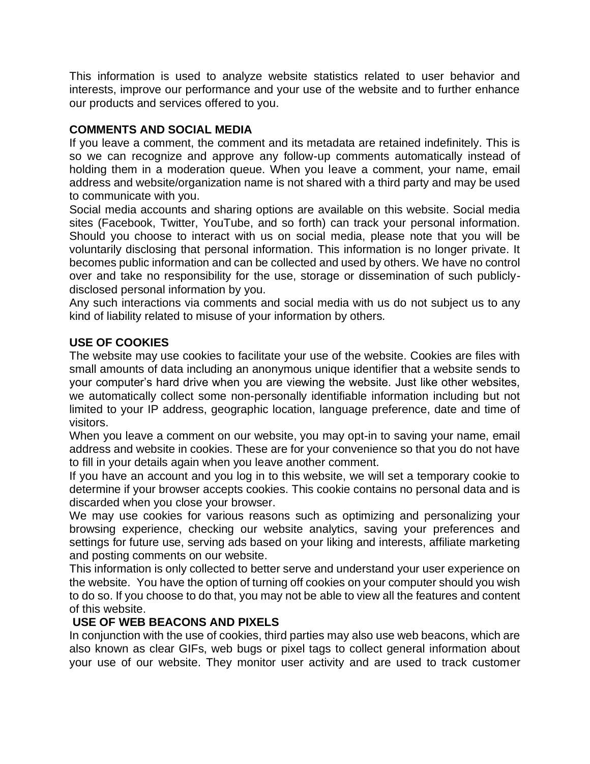This information is used to analyze website statistics related to user behavior and interests, improve our performance and your use of the website and to further enhance our products and services offered to you.

## COMMENTS AND SOCIAL MEDIA

If you leave a comment, the comment and its metadata are retained indefinitely. This is so we can recognize and approve any follow-up comments automatically instead of holding them in a moderation queue. When you leave a comment, your name, email address and website/organization name is not shared with a third party and may be used to communicate with you.

Social media accounts and sharing options are available on this website. Social media sites (Facebook, Twitter, YouTube, and so forth) can track your personal information. Should you choose to interact with us on social media, please note that you will be voluntarily disclosing that personal information. This information is no longer private. It becomes public information and can be collected and used by others. We have no control over and take no responsibility for the use, storage or dissemination of such publicly-disclosed personal information by you.

Any such interactions via comments and social media with us do not subject us to any kind of liability related to misuse of your information by others.

## USE OF COOKIES

The website may use cookies to facilitate your use of the website. Cookies are files with small amounts of data including an anonymous unique identifier that a website sends to your computer's hard drive when you are viewing the website. Just like other websites, we automatically collect some non-personally identifiable information including but not limited to your IP address, geographic location, language preference, date and time of visitors.

When you leave a comment on our website, you may opt-in to saving your name, email address and website in cookies. These are for your convenience so that you do not have to fill in your details again when you leave another comment.

If you have an account and you log in to this website, we will set a temporary cookie to determine if your browser accepts cookies. This cookie contains no personal data and is discarded when you close your browser.

We may use cookies for various reasons such as optimizing and personalizing your browsing experience, checking our website analytics, saving your preferences and settings for future use, serving ads based on your liking and interests, affiliate marketing and posting comments on our website.

This information is only collected to better serve and understand your user experience on the website. You have the option of turning off cookies on your computer should you wish to do so. If you choose to do that, you may not be able to view all the features and content of this website.

## USE OF WEB BEACONS AND PIXELS

In conjunction with the use of cookies, third parties may also use web beacons, which are also known as clear GIFs, web bugs or pixel tags to collect general information about your use of our website. They monitor user activity and are used to track customer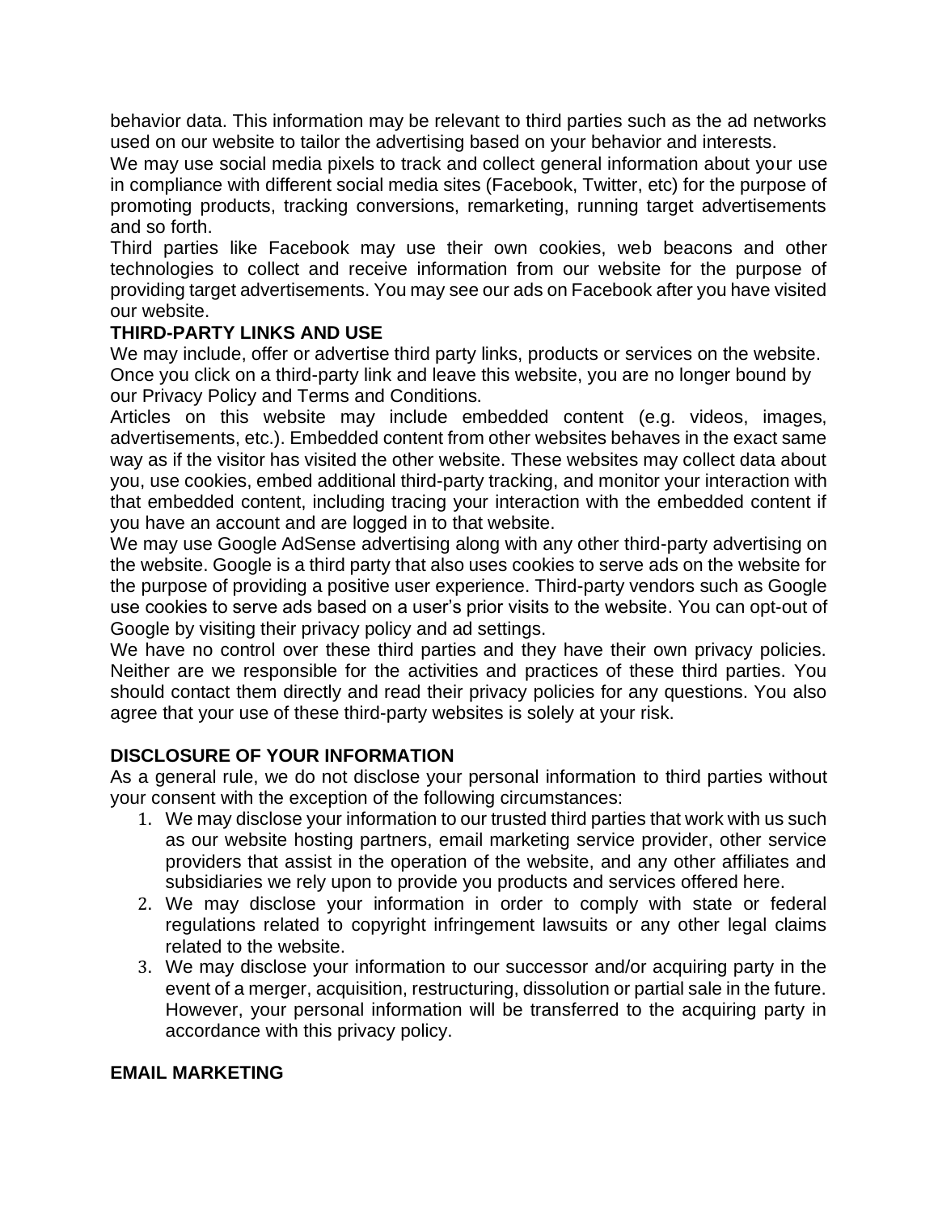behavior data. This information may be relevant to third parties such as the ad networks used on our website to tailor the advertising based on your behavior and interests.

We may use social media pixels to track and collect general information about your use in compliance with different social media sites (Facebook, Twitter, etc) for the purpose of promoting products, tracking conversions, remarketing, running target advertisements and so forth.

Third parties like Facebook may use their own cookies, web beacons and other technologies to collect and receive information from our website for the purpose of providing target advertisements. You may see our ads on Facebook after you have visited our website.

**THIRD-PARTY LINKS AND USE**

We may include, offer or advertise third party links, products or services on the website. Once you click on a third-party link and leave this website, you are no longer bound by our Privacy Policy and Terms and Conditions.

Articles on this website may include embedded content (e.g. videos, images, advertisements, etc.). Embedded content from other websites behaves in the exact same way as if the visitor has visited the other website. These websites may collect data about you, use cookies, embed additional third-party tracking, and monitor your interaction with that embedded content, including tracing your interaction with the embedded content if you have an account and are logged in to that website.

We may use Google AdSense advertising along with any other third-party advertising on the website. Google is a third party that also uses cookies to serve ads on the website for the purpose of providing a positive user experience. Third-party vendors such as Google use cookies to serve ads based on a user's prior visits to the website. You can opt-out of Google by visiting their privacy policy and ad settings.

We have no control over these third parties and they have their own privacy policies. Neither are we responsible for the activities and practices of these third parties. You should contact them directly and read their privacy policies for any questions. You also agree that your use of these third-party websites is solely at your risk.

**DISCLOSURE OF YOUR INFORMATION**

As a general rule, we do not disclose your personal information to third parties without your consent with the exception of the following circumstances:

1. We may disclose your information to our trusted third parties that work with us such as our website hosting partners, email marketing service provider, other service providers that assist in the operation of the website, and any other affiliates and subsidiaries we rely upon to provide you products and services offered here.
2. We may disclose your information in order to comply with state or federal regulations related to copyright infringement lawsuits or any other legal claims related to the website.
3. We may disclose your information to our successor and/or acquiring party in the event of a merger, acquisition, restructuring, dissolution or partial sale in the future. However, your personal information will be transferred to the acquiring party in accordance with this privacy policy.

**EMAIL MARKETING**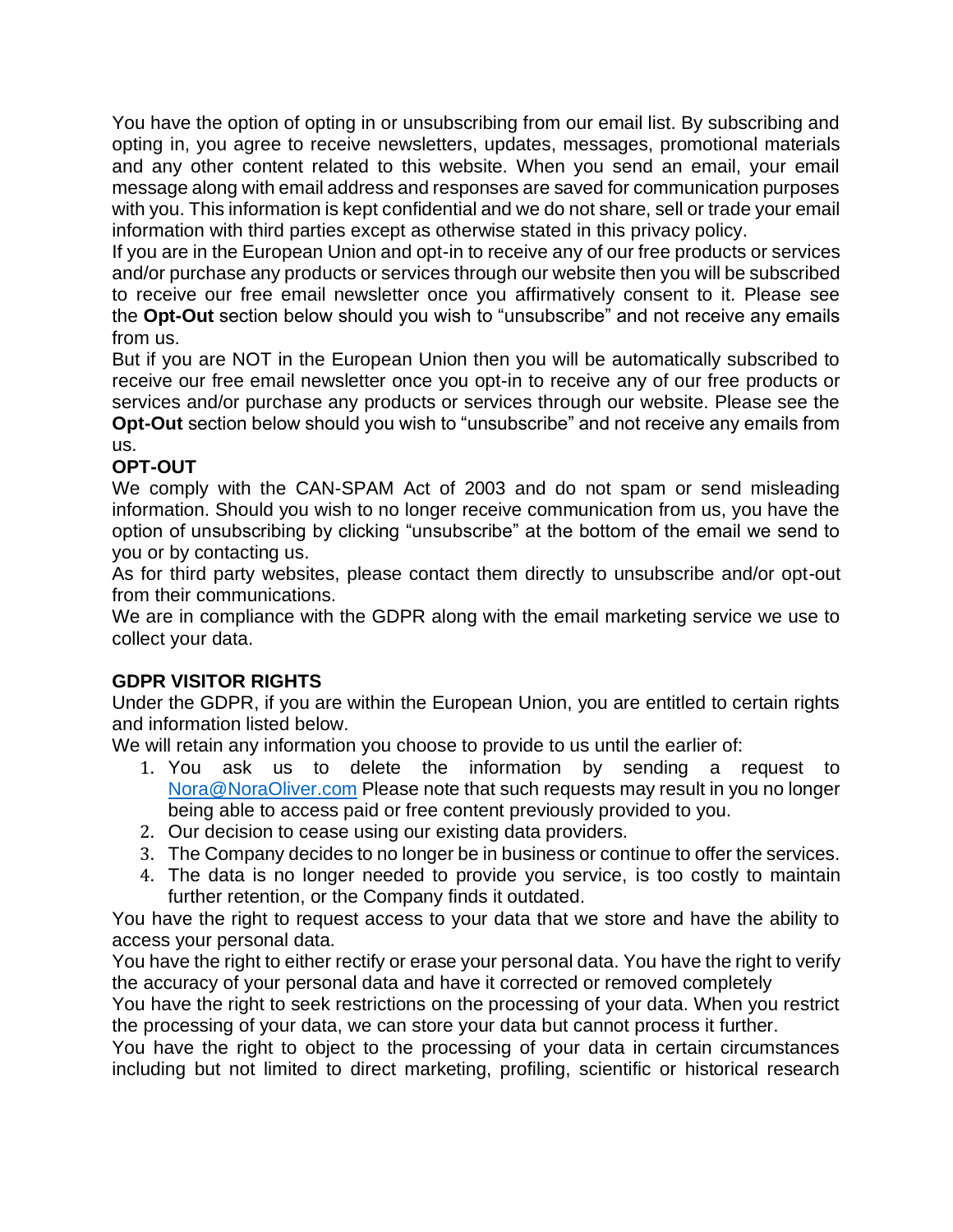You have the option of opting in or unsubscribing from our email list. By subscribing and opting in, you agree to receive newsletters, updates, messages, promotional materials and any other content related to this website. When you send an email, your email message along with email address and responses are saved for communication purposes with you. This information is kept confidential and we do not share, sell or trade your email information with third parties except as otherwise stated in this privacy policy.

If you are in the European Union and opt-in to receive any of our free products or services and/or purchase any products or services through our website then you will be subscribed to receive our free email newsletter once you affirmatively consent to it. Please see the **Opt-Out** section below should you wish to "unsubscribe" and not receive any emails from us.

But if you are NOT in the European Union then you will be automatically subscribed to receive our free email newsletter once you opt-in to receive any of our free products or services and/or purchase any products or services through our website. Please see the **Opt-Out** section below should you wish to "unsubscribe" and not receive any emails from us.

**OPT-OUT**

We comply with the CAN-SPAM Act of 2003 and do not spam or send misleading information. Should you wish to no longer receive communication from us, you have the option of unsubscribing by clicking "unsubscribe" at the bottom of the email we send to you or by contacting us.

As for third party websites, please contact them directly to unsubscribe and/or opt-out from their communications.

We are in compliance with the GDPR along with the email marketing service we use to collect your data.

**GDPR VISITOR RIGHTS**

Under the GDPR, if you are within the European Union, you are entitled to certain rights and information listed below.

We will retain any information you choose to provide to us until the earlier of:

1. You ask us to delete the information by sending a request to Nora@NoraOliver.com Please note that such requests may result in you no longer being able to access paid or free content previously provided to you.
2. Our decision to cease using our existing data providers.
3. The Company decides to no longer be in business or continue to offer the services.
4. The data is no longer needed to provide you service, is too costly to maintain further retention, or the Company finds it outdated.

You have the right to request access to your data that we store and have the ability to access your personal data.

You have the right to either rectify or erase your personal data. You have the right to verify the accuracy of your personal data and have it corrected or removed completely

You have the right to seek restrictions on the processing of your data. When you restrict the processing of your data, we can store your data but cannot process it further.

You have the right to object to the processing of your data in certain circumstances including but not limited to direct marketing, profiling, scientific or historical research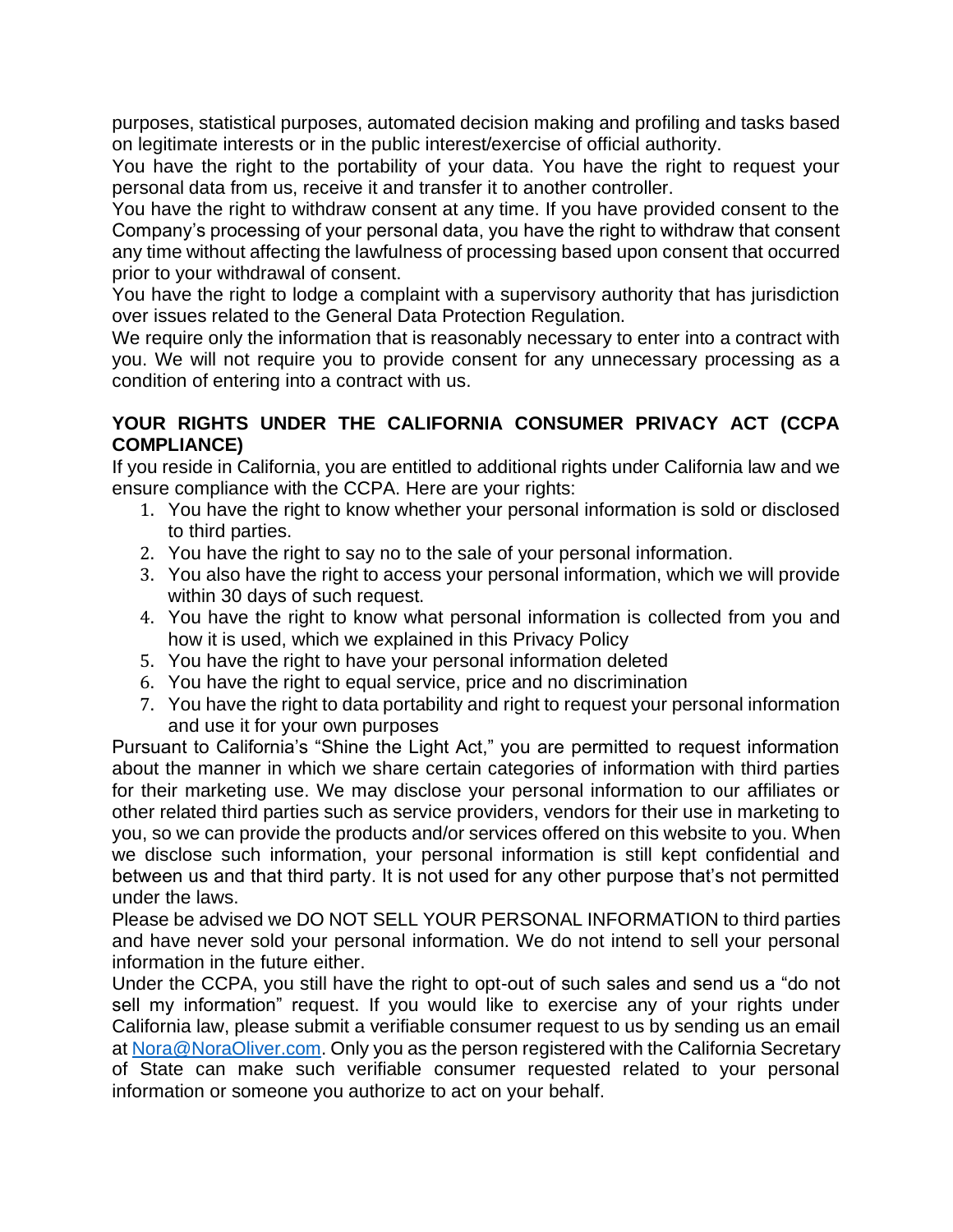purposes, statistical purposes, automated decision making and profiling and tasks based on legitimate interests or in the public interest/exercise of official authority.

You have the right to the portability of your data. You have the right to request your personal data from us, receive it and transfer it to another controller.

You have the right to withdraw consent at any time. If you have provided consent to the Company's processing of your personal data, you have the right to withdraw that consent any time without affecting the lawfulness of processing based upon consent that occurred prior to your withdrawal of consent.

You have the right to lodge a complaint with a supervisory authority that has jurisdiction over issues related to the General Data Protection Regulation.

We require only the information that is reasonably necessary to enter into a contract with you. We will not require you to provide consent for any unnecessary processing as a condition of entering into a contract with us.

**YOUR RIGHTS UNDER THE CALIFORNIA CONSUMER PRIVACY ACT (CCPA COMPLIANCE)**

If you reside in California, you are entitled to additional rights under California law and we ensure compliance with the CCPA. Here are your rights:

1. You have the right to know whether your personal information is sold or disclosed to third parties.
2. You have the right to say no to the sale of your personal information.
3. You also have the right to access your personal information, which we will provide within 30 days of such request.
4. You have the right to know what personal information is collected from you and how it is used, which we explained in this Privacy Policy
5. You have the right to have your personal information deleted
6. You have the right to equal service, price and no discrimination
7. You have the right to data portability and right to request your personal information and use it for your own purposes

Pursuant to California's "Shine the Light Act," you are permitted to request information about the manner in which we share certain categories of information with third parties for their marketing use. We may disclose your personal information to our affiliates or other related third parties such as service providers, vendors for their use in marketing to you, so we can provide the products and/or services offered on this website to you. When we disclose such information, your personal information is still kept confidential and between us and that third party. It is not used for any other purpose that's not permitted under the laws.

Please be advised we DO NOT SELL YOUR PERSONAL INFORMATION to third parties and have never sold your personal information. We do not intend to sell your personal information in the future either.

Under the CCPA, you still have the right to opt-out of such sales and send us a "do not sell my information" request. If you would like to exercise any of your rights under California law, please submit a verifiable consumer request to us by sending us an email at Nora@NoraOliver.com. Only you as the person registered with the California Secretary of State can make such verifiable consumer requested related to your personal information or someone you authorize to act on your behalf.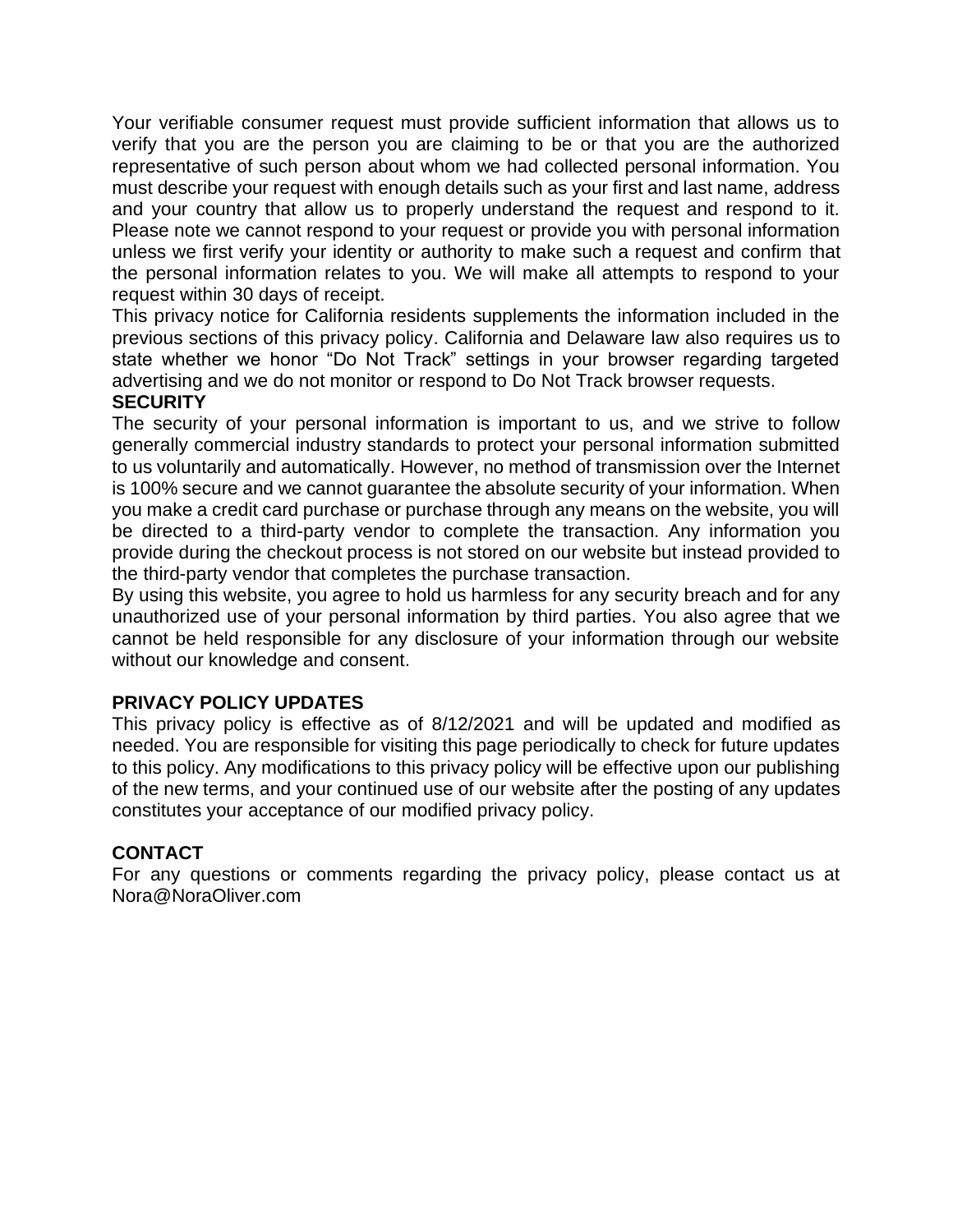Your verifiable consumer request must provide sufficient information that allows us to verify that you are the person you are claiming to be or that you are the authorized representative of such person about whom we had collected personal information. You must describe your request with enough details such as your first and last name, address and your country that allow us to properly understand the request and respond to it. Please note we cannot respond to your request or provide you with personal information unless we first verify your identity or authority to make such a request and confirm that the personal information relates to you. We will make all attempts to respond to your request within 30 days of receipt.

This privacy notice for California residents supplements the information included in the previous sections of this privacy policy. California and Delaware law also requires us to state whether we honor "Do Not Track" settings in your browser regarding targeted advertising and we do not monitor or respond to Do Not Track browser requests.

**SECURITY**

The security of your personal information is important to us, and we strive to follow generally commercial industry standards to protect your personal information submitted to us voluntarily and automatically. However, no method of transmission over the Internet is 100% secure and we cannot guarantee the absolute security of your information. When you make a credit card purchase or purchase through any means on the website, you will be directed to a third-party vendor to complete the transaction. Any information you provide during the checkout process is not stored on our website but instead provided to the third-party vendor that completes the purchase transaction.

By using this website, you agree to hold us harmless for any security breach and for any unauthorized use of your personal information by third parties. You also agree that we cannot be held responsible for any disclosure of your information through our website without our knowledge and consent.

**PRIVACY POLICY UPDATES**

This privacy policy is effective as of 8/12/2021 and will be updated and modified as needed. You are responsible for visiting this page periodically to check for future updates to this policy. Any modifications to this privacy policy will be effective upon our publishing of the new terms, and your continued use of our website after the posting of any updates constitutes your acceptance of our modified privacy policy.

**CONTACT**

For any questions or comments regarding the privacy policy, please contact us at Nora@NoraOliver.com